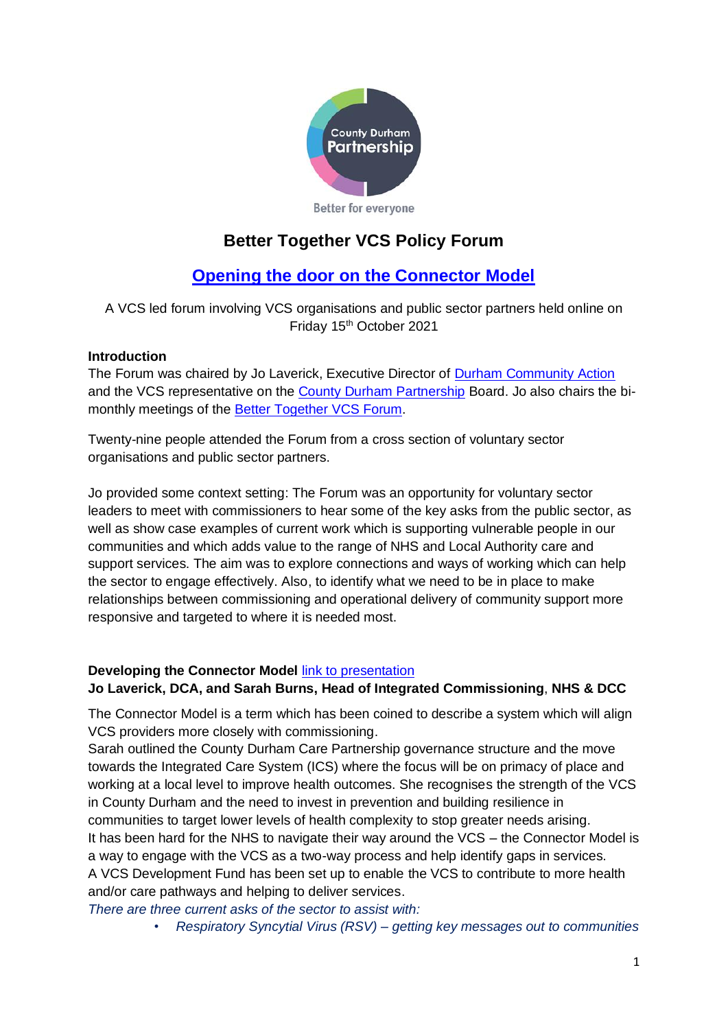County Durham Partnership

Better for everyone

# Better Together VCS Policy Forum

## Opening the door on the Connector Model

A VCS led forum involving VCS organisations and public sector partners held online on Friday 15th October 2021

**Introduction**

The Forum was chaired by Jo Laverick, Executive Director of Durham Community Action and the VCS representative on the County Durham Partnership Board. Jo also chairs the bi-monthly meetings of the Better Together VCS Forum.

Twenty-nine people attended the Forum from a cross section of voluntary sector organisations and public sector partners.

Jo provided some context setting: The Forum was an opportunity for voluntary sector leaders to meet with commissioners to hear some of the key asks from the public sector, as well as show case examples of current work which is supporting vulnerable people in our communities and which adds value to the range of NHS and Local Authority care and support services. The aim was to explore connections and ways of working which can help the sector to engage effectively. Also, to identify what we need to be in place to make relationships between commissioning and operational delivery of community support more responsive and targeted to where it is needed most.

**Developing the Connector Model** link to presentation
**Jo Laverick, DCA, and Sarah Burns, Head of Integrated Commissioning**, **NHS & DCC**

The Connector Model is a term which has been coined to describe a system which will align VCS providers more closely with commissioning.
Sarah outlined the County Durham Care Partnership governance structure and the move towards the Integrated Care System (ICS) where the focus will be on primacy of place and working at a local level to improve health outcomes. She recognises the strength of the VCS in County Durham and the need to invest in prevention and building resilience in communities to target lower levels of health complexity to stop greater needs arising.
It has been hard for the NHS to navigate their way around the VCS – the Connector Model is a way to engage with the VCS as a two-way process and help identify gaps in services.
A VCS Development Fund has been set up to enable the VCS to contribute to more health and/or care pathways and helping to deliver services.
*There are three current asks of the sector to assist with:*

- *Respiratory Syncytial Virus (RSV) – getting key messages out to communities*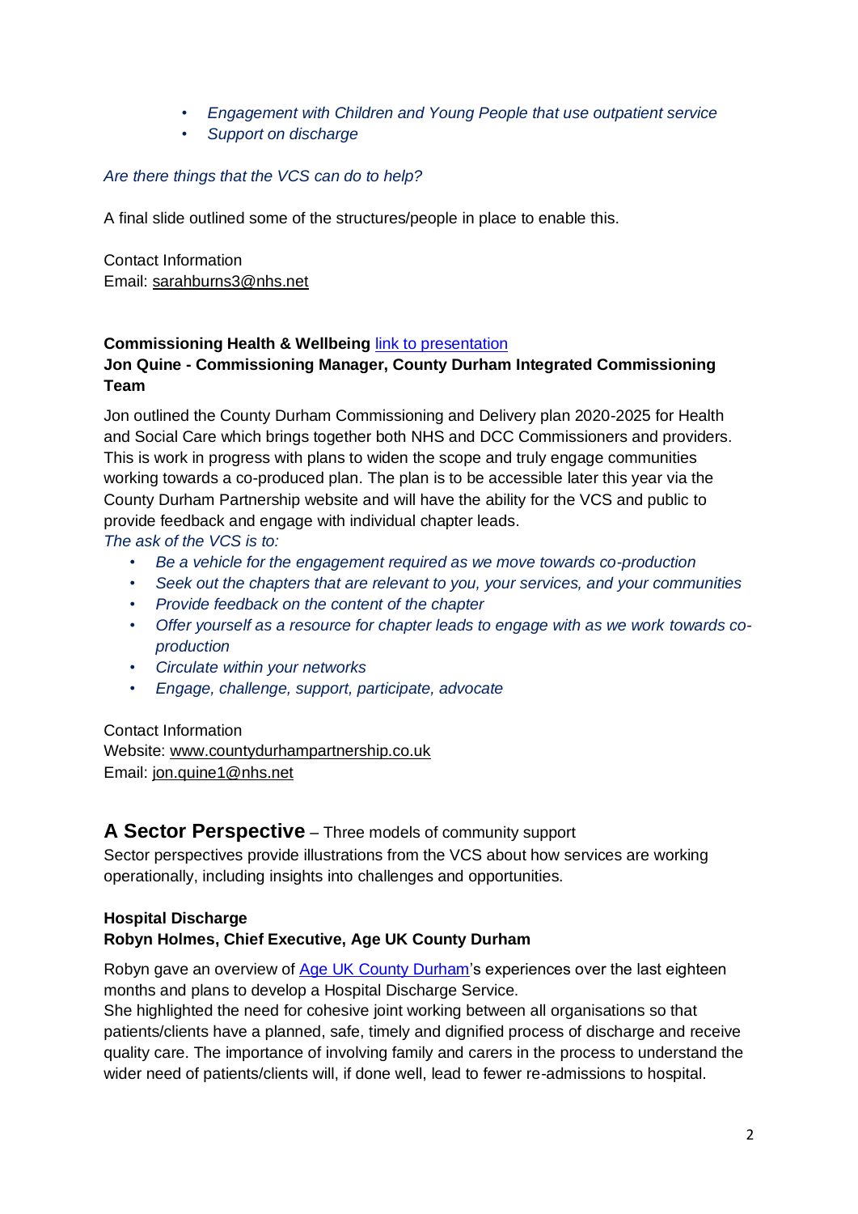- *Engagement with Children and Young People that use outpatient service*
- *Support on discharge*

*Are there things that the VCS can do to help?*

A final slide outlined some of the structures/people in place to enable this.

Contact Information
Email: sarahburns3@nhs.net

**Commissioning Health & Wellbeing** [link to presentation]()
**Jon Quine - Commissioning Manager, County Durham Integrated Commissioning Team**

Jon outlined the County Durham Commissioning and Delivery plan 2020-2025 for Health and Social Care which brings together both NHS and DCC Commissioners and providers. This is work in progress with plans to widen the scope and truly engage communities working towards a co-produced plan. The plan is to be accessible later this year via the County Durham Partnership website and will have the ability for the VCS and public to provide feedback and engage with individual chapter leads.
*The ask of the VCS is to:*

- *Be a vehicle for the engagement required as we move towards co-production*
- *Seek out the chapters that are relevant to you, your services, and your communities*
- *Provide feedback on the content of the chapter*
- *Offer yourself as a resource for chapter leads to engage with as we work towards co-production*
- *Circulate within your networks*
- *Engage, challenge, support, participate, advocate*

Contact Information
Website: www.countydurhampartnership.co.uk
Email: jon.quine1@nhs.net

## A Sector Perspective – Three models of community support

Sector perspectives provide illustrations from the VCS about how services are working operationally, including insights into challenges and opportunities.

**Hospital Discharge**
**Robyn Holmes, Chief Executive, Age UK County Durham**

Robyn gave an overview of Age UK County Durham's experiences over the last eighteen months and plans to develop a Hospital Discharge Service.
She highlighted the need for cohesive joint working between all organisations so that patients/clients have a planned, safe, timely and dignified process of discharge and receive quality care. The importance of involving family and carers in the process to understand the wider need of patients/clients will, if done well, lead to fewer re-admissions to hospital.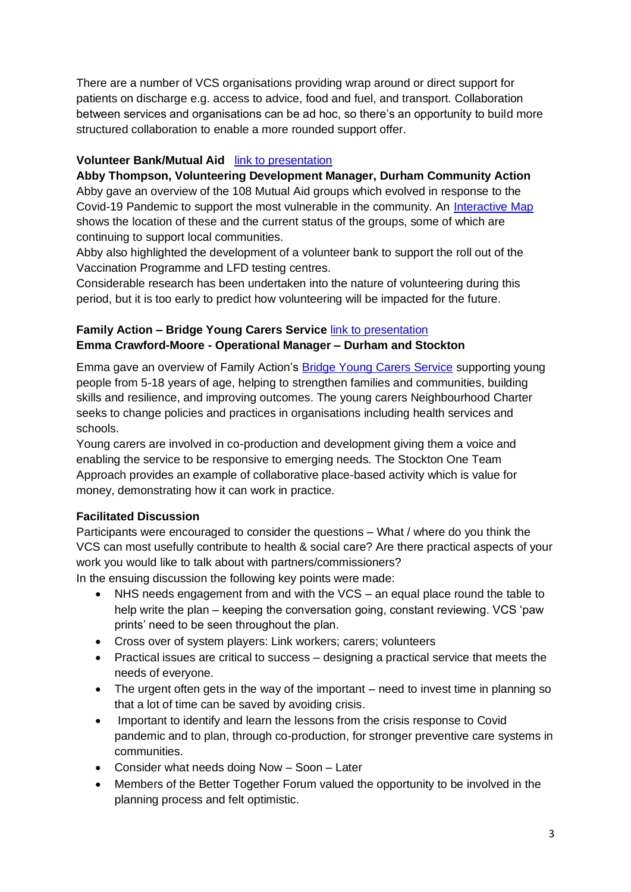There are a number of VCS organisations providing wrap around or direct support for patients on discharge e.g. access to advice, food and fuel, and transport. Collaboration between services and organisations can be ad hoc, so there's an opportunity to build more structured collaboration to enable a more rounded support offer.

**Volunteer Bank/Mutual Aid** link to presentation

**Abby Thompson, Volunteering Development Manager, Durham Community Action**

Abby gave an overview of the 108 Mutual Aid groups which evolved in response to the Covid-19 Pandemic to support the most vulnerable in the community. An Interactive Map shows the location of these and the current status of the groups, some of which are continuing to support local communities.

Abby also highlighted the development of a volunteer bank to support the roll out of the Vaccination Programme and LFD testing centres.

Considerable research has been undertaken into the nature of volunteering during this period, but it is too early to predict how volunteering will be impacted for the future.

**Family Action – Bridge Young Carers Service** link to presentation

**Emma Crawford-Moore - Operational Manager – Durham and Stockton**

Emma gave an overview of Family Action's Bridge Young Carers Service supporting young people from 5-18 years of age, helping to strengthen families and communities, building skills and resilience, and improving outcomes. The young carers Neighbourhood Charter seeks to change policies and practices in organisations including health services and schools.

Young carers are involved in co-production and development giving them a voice and enabling the service to be responsive to emerging needs. The Stockton One Team Approach provides an example of collaborative place-based activity which is value for money, demonstrating how it can work in practice.

**Facilitated Discussion**

Participants were encouraged to consider the questions – What / where do you think the VCS can most usefully contribute to health & social care? Are there practical aspects of your work you would like to talk about with partners/commissioners?

In the ensuing discussion the following key points were made:

- NHS needs engagement from and with the VCS – an equal place round the table to help write the plan – keeping the conversation going, constant reviewing. VCS 'paw prints' need to be seen throughout the plan.
- Cross over of system players: Link workers; carers; volunteers
- Practical issues are critical to success – designing a practical service that meets the needs of everyone.
- The urgent often gets in the way of the important – need to invest time in planning so that a lot of time can be saved by avoiding crisis.
- Important to identify and learn the lessons from the crisis response to Covid pandemic and to plan, through co-production, for stronger preventive care systems in communities.
- Consider what needs doing Now – Soon – Later
- Members of the Better Together Forum valued the opportunity to be involved in the planning process and felt optimistic.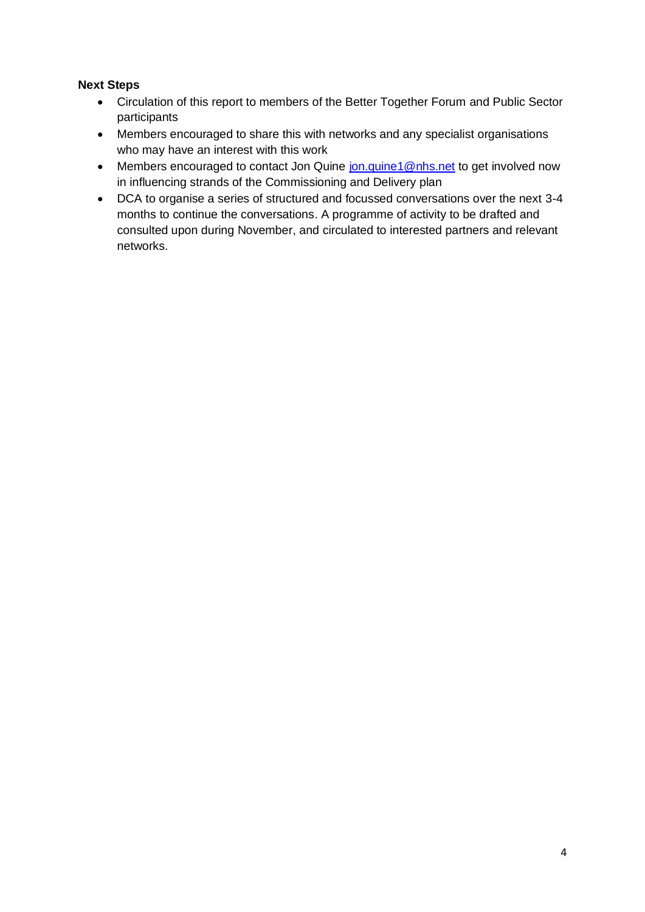**Next Steps**

- Circulation of this report to members of the Better Together Forum and Public Sector participants
- Members encouraged to share this with networks and any specialist organisations who may have an interest with this work
- Members encouraged to contact Jon Quine [jon.quine1@nhs.net](mailto:jon.quine1@nhs.net) to get involved now in influencing strands of the Commissioning and Delivery plan
- DCA to organise a series of structured and focussed conversations over the next 3-4 months to continue the conversations. A programme of activity to be drafted and consulted upon during November, and circulated to interested partners and relevant networks.